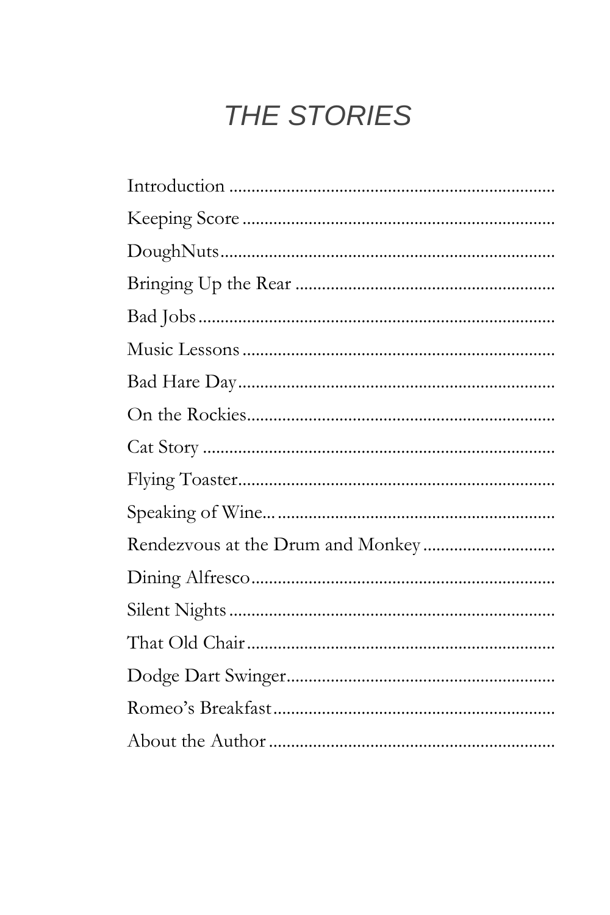# *THE STORIES*

Introduction ..........................................................................

Keeping Score ......................................................................

DoughNuts..............................................................................

Bringing Up the Rear ..........................................................

Bad Jobs ................................................................................

Music Lessons ......................................................................

Bad Hare Day........................................................................

On the Rockies......................................................................

Cat Story ...............................................................................

Flying Toaster.......................................................................

Speaking of Wine... ..............................................................

Rendezvous at the Drum and Monkey .............................

Dining Alfresco.....................................................................

Silent Nights .........................................................................

That Old Chair......................................................................

Dodge Dart Swinger............................................................

Romeo's Breakfast...............................................................

About the Author .................................................................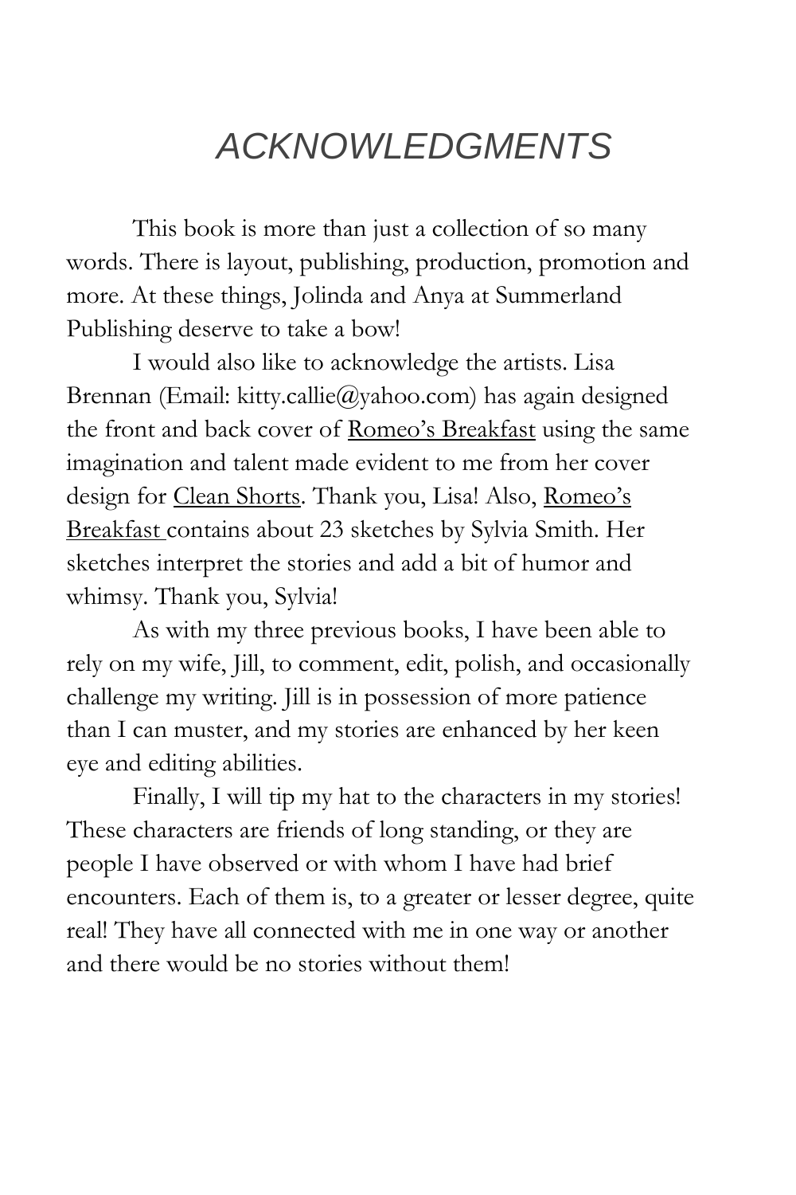# *ACKNOWLEDGMENTS*

This book is more than just a collection of so many words. There is layout, publishing, production, promotion and more. At these things, Jolinda and Anya at Summerland Publishing deserve to take a bow!

I would also like to acknowledge the artists. Lisa Brennan (Email: kitty.callie@yahoo.com) has again designed the front and back cover of <u>Romeo's Breakfast</u> using the same imagination and talent made evident to me from her cover design for <u>Clean Shorts</u>. Thank you, Lisa! Also, <u>Romeo's Breakfast</u> contains about 23 sketches by Sylvia Smith. Her sketches interpret the stories and add a bit of humor and whimsy. Thank you, Sylvia!

As with my three previous books, I have been able to rely on my wife, Jill, to comment, edit, polish, and occasionally challenge my writing. Jill is in possession of more patience than I can muster, and my stories are enhanced by her keen eye and editing abilities.

Finally, I will tip my hat to the characters in my stories! These characters are friends of long standing, or they are people I have observed or with whom I have had brief encounters. Each of them is, to a greater or lesser degree, quite real! They have all connected with me in one way or another and there would be no stories without them!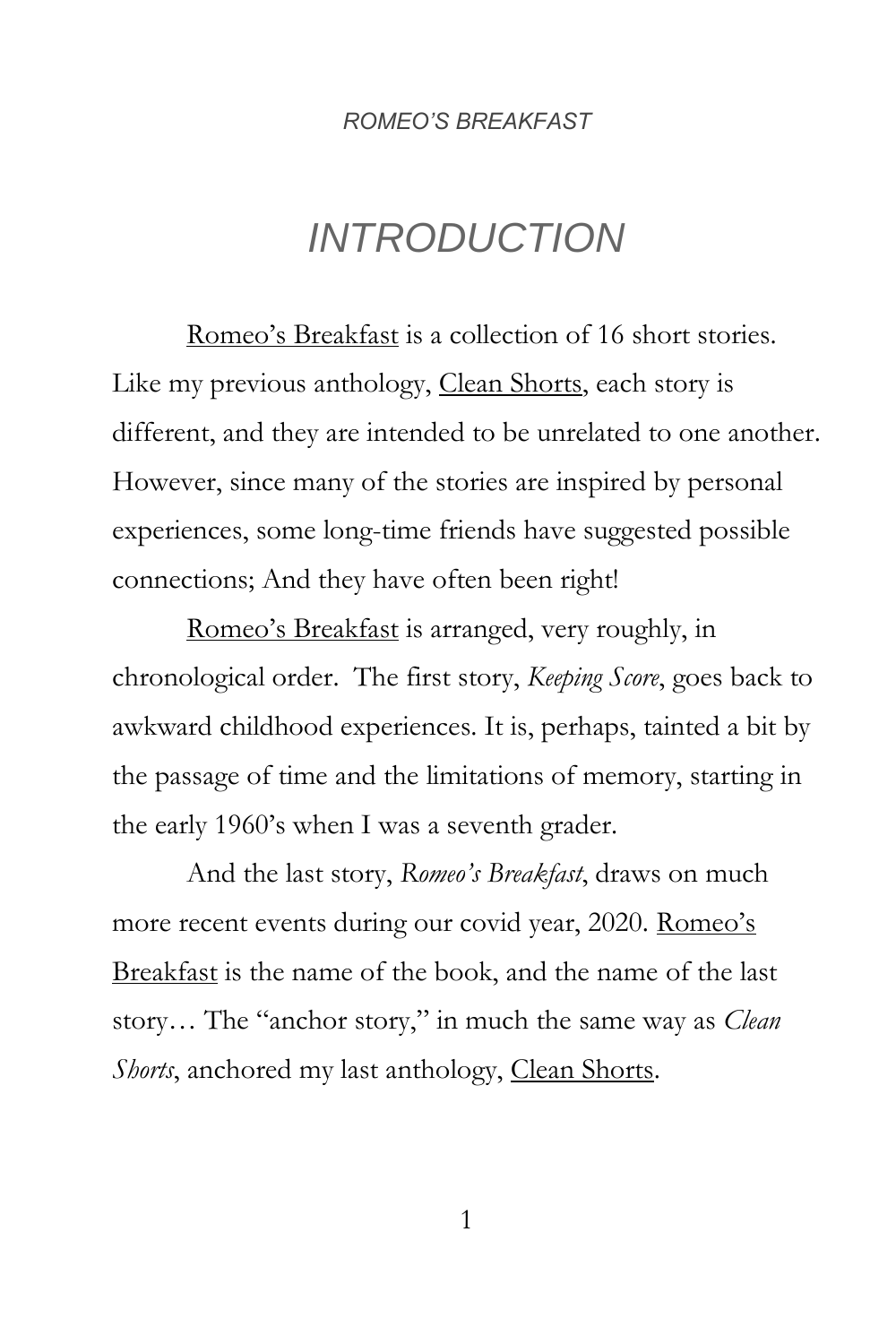# *INTRODUCTION*

Romeo's Breakfast is a collection of 16 short stories. Like my previous anthology, Clean Shorts, each story is different, and they are intended to be unrelated to one another. However, since many of the stories are inspired by personal experiences, some long-time friends have suggested possible connections; And they have often been right!

Romeo's Breakfast is arranged, very roughly, in chronological order. The first story, *Keeping Score*, goes back to awkward childhood experiences. It is, perhaps, tainted a bit by the passage of time and the limitations of memory, starting in the early 1960's when I was a seventh grader.

And the last story, *Romeo's Breakfast*, draws on much more recent events during our covid year, 2020. Romeo's Breakfast is the name of the book, and the name of the last story… The "anchor story," in much the same way as *Clean Shorts*, anchored my last anthology, Clean Shorts.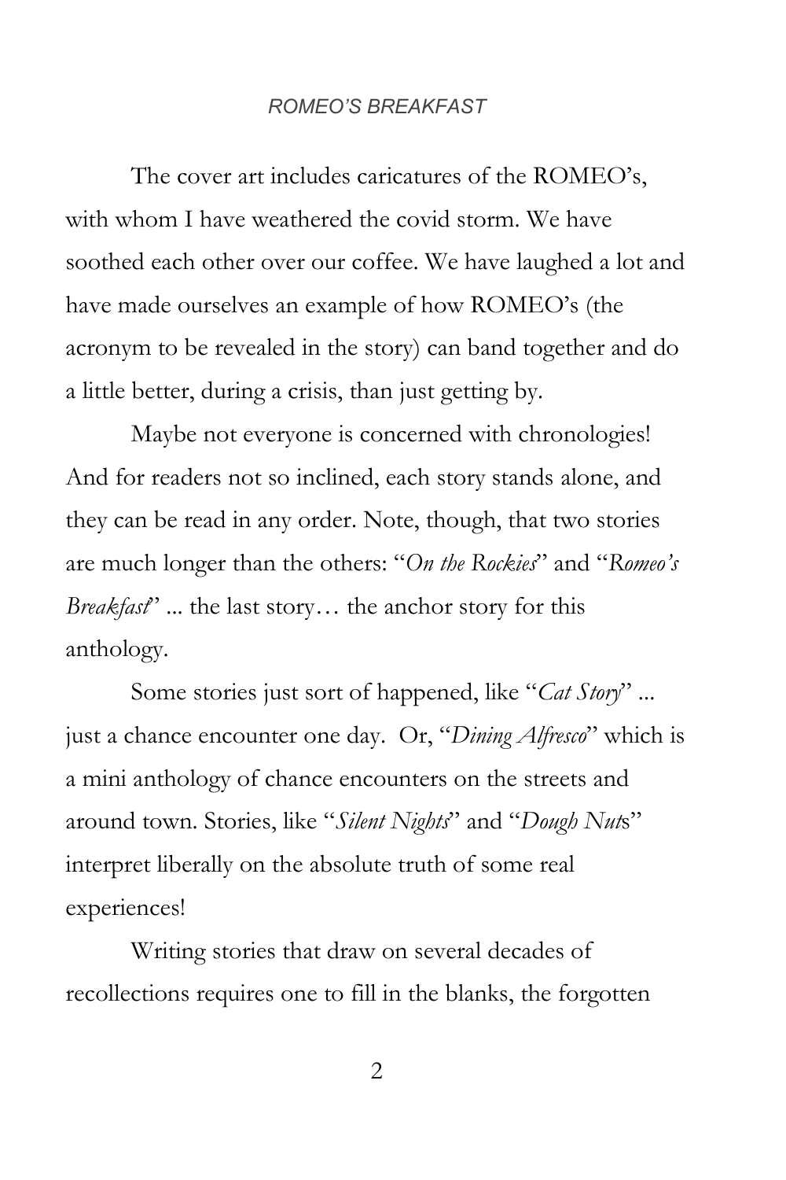The cover art includes caricatures of the ROMEO's, with whom I have weathered the covid storm. We have soothed each other over our coffee. We have laughed a lot and have made ourselves an example of how ROMEO's (the acronym to be revealed in the story) can band together and do a little better, during a crisis, than just getting by.

Maybe not everyone is concerned with chronologies! And for readers not so inclined, each story stands alone, and they can be read in any order. Note, though, that two stories are much longer than the others: "*On the Rockies*" and "*Romeo's Breakfast*" ... the last story… the anchor story for this anthology.

Some stories just sort of happened, like "*Cat Story*" ... just a chance encounter one day. Or, "*Dining Alfresco*" which is a mini anthology of chance encounters on the streets and around town. Stories, like "*Silent Nights*" and "*Dough Nut*s" interpret liberally on the absolute truth of some real experiences!

Writing stories that draw on several decades of recollections requires one to fill in the blanks, the forgotten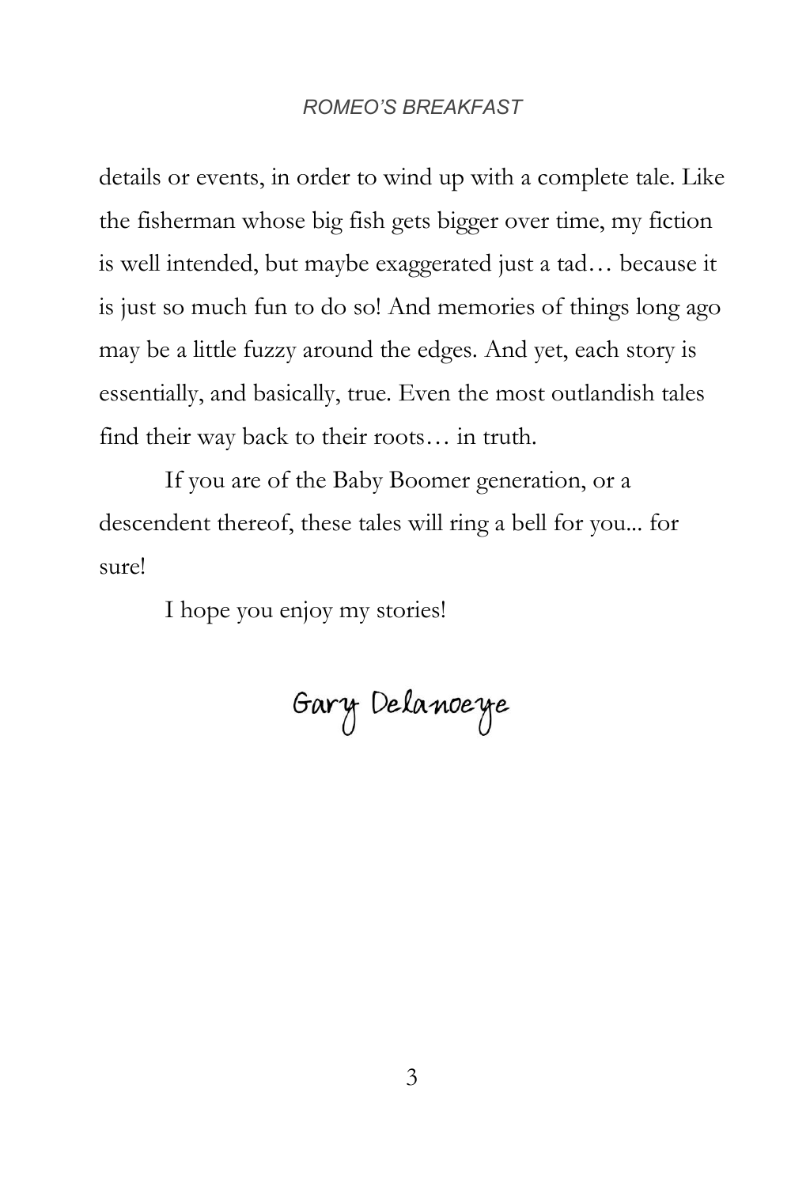details or events, in order to wind up with a complete tale. Like the fisherman whose big fish gets bigger over time, my fiction is well intended, but maybe exaggerated just a tad… because it is just so much fun to do so! And memories of things long ago may be a little fuzzy around the edges. And yet, each story is essentially, and basically, true. Even the most outlandish tales find their way back to their roots… in truth.

If you are of the Baby Boomer generation, or a descendent thereof, these tales will ring a bell for you... for sure!

I hope you enjoy my stories!

Gary Delanoeye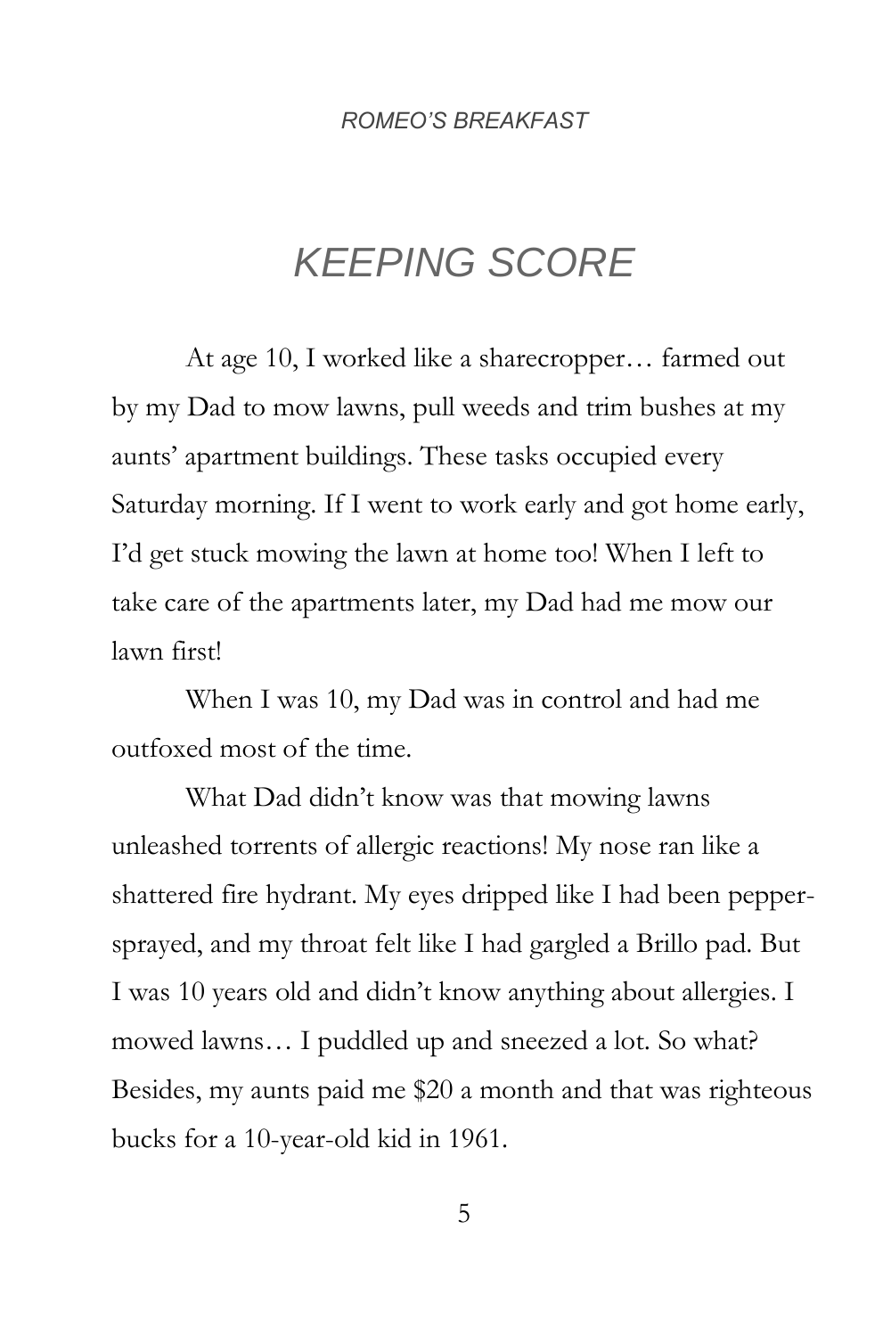# *KEEPING SCORE*

At age 10, I worked like a sharecropper… farmed out by my Dad to mow lawns, pull weeds and trim bushes at my aunts' apartment buildings. These tasks occupied every Saturday morning. If I went to work early and got home early, I'd get stuck mowing the lawn at home too! When I left to take care of the apartments later, my Dad had me mow our lawn first!

When I was 10, my Dad was in control and had me outfoxed most of the time.

What Dad didn't know was that mowing lawns unleashed torrents of allergic reactions! My nose ran like a shattered fire hydrant. My eyes dripped like I had been pepper-sprayed, and my throat felt like I had gargled a Brillo pad. But I was 10 years old and didn't know anything about allergies. I mowed lawns… I puddled up and sneezed a lot. So what? Besides, my aunts paid me $20 a month and that was righteous bucks for a 10-year-old kid in 1961.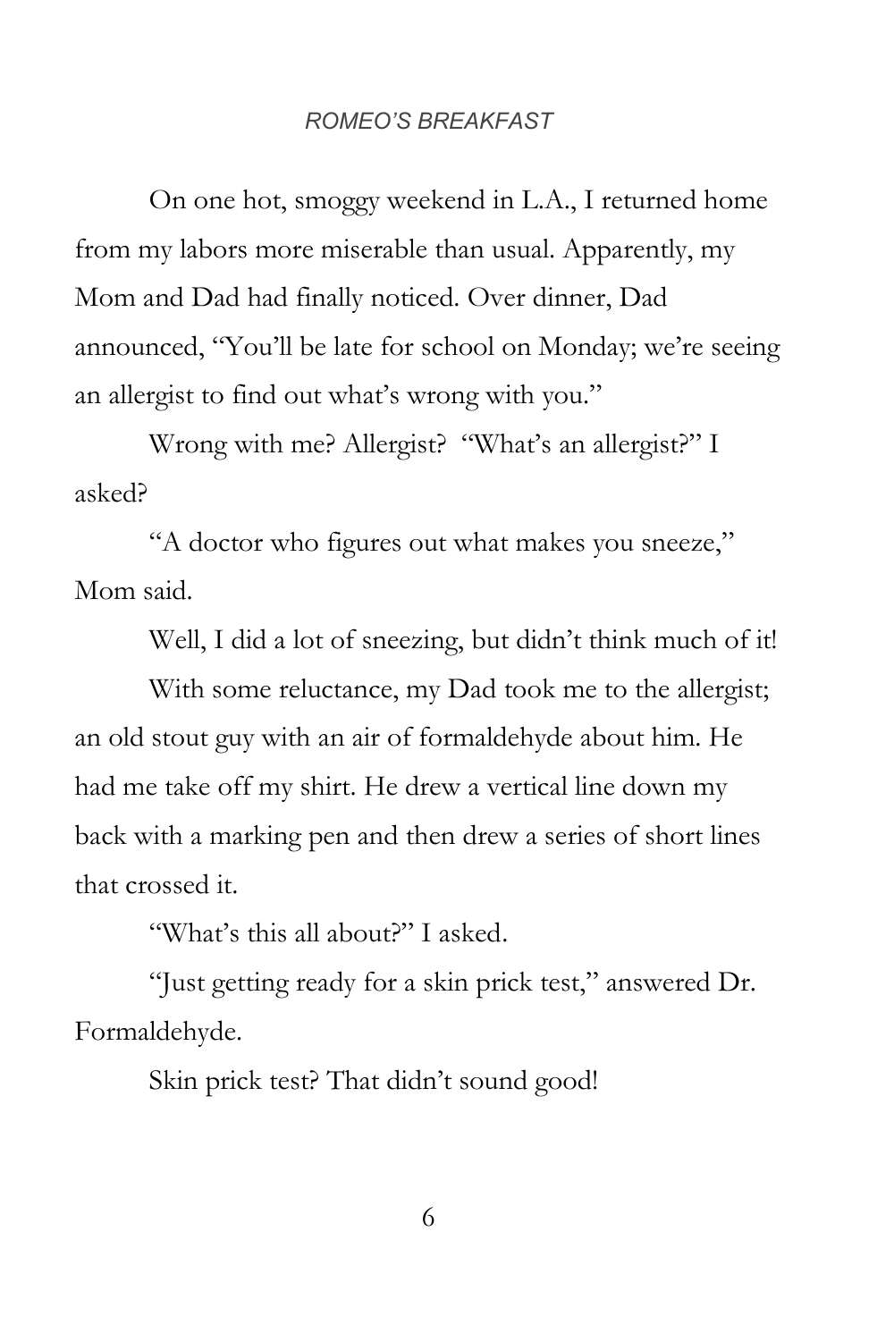On one hot, smoggy weekend in L.A., I returned home from my labors more miserable than usual. Apparently, my Mom and Dad had finally noticed. Over dinner, Dad announced, "You'll be late for school on Monday; we're seeing an allergist to find out what's wrong with you."

Wrong with me? Allergist? "What's an allergist?" I asked?

"A doctor who figures out what makes you sneeze," Mom said.

Well, I did a lot of sneezing, but didn't think much of it!

With some reluctance, my Dad took me to the allergist; an old stout guy with an air of formaldehyde about him. He had me take off my shirt. He drew a vertical line down my back with a marking pen and then drew a series of short lines that crossed it.

"What's this all about?" I asked.

"Just getting ready for a skin prick test," answered Dr. Formaldehyde.

Skin prick test? That didn't sound good!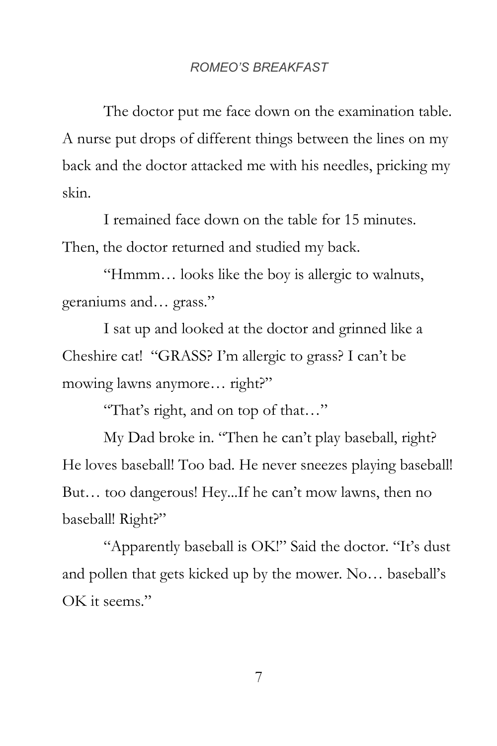The doctor put me face down on the examination table. A nurse put drops of different things between the lines on my back and the doctor attacked me with his needles, pricking my skin.

I remained face down on the table for 15 minutes. Then, the doctor returned and studied my back.

"Hmmm… looks like the boy is allergic to walnuts, geraniums and… grass."

I sat up and looked at the doctor and grinned like a Cheshire cat! "GRASS? I'm allergic to grass? I can't be mowing lawns anymore… right?"

"That's right, and on top of that…"

My Dad broke in. "Then he can't play baseball, right? He loves baseball! Too bad. He never sneezes playing baseball! But… too dangerous! Hey...If he can't mow lawns, then no baseball! Right?"

"Apparently baseball is OK!" Said the doctor. "It's dust and pollen that gets kicked up by the mower. No… baseball's OK it seems."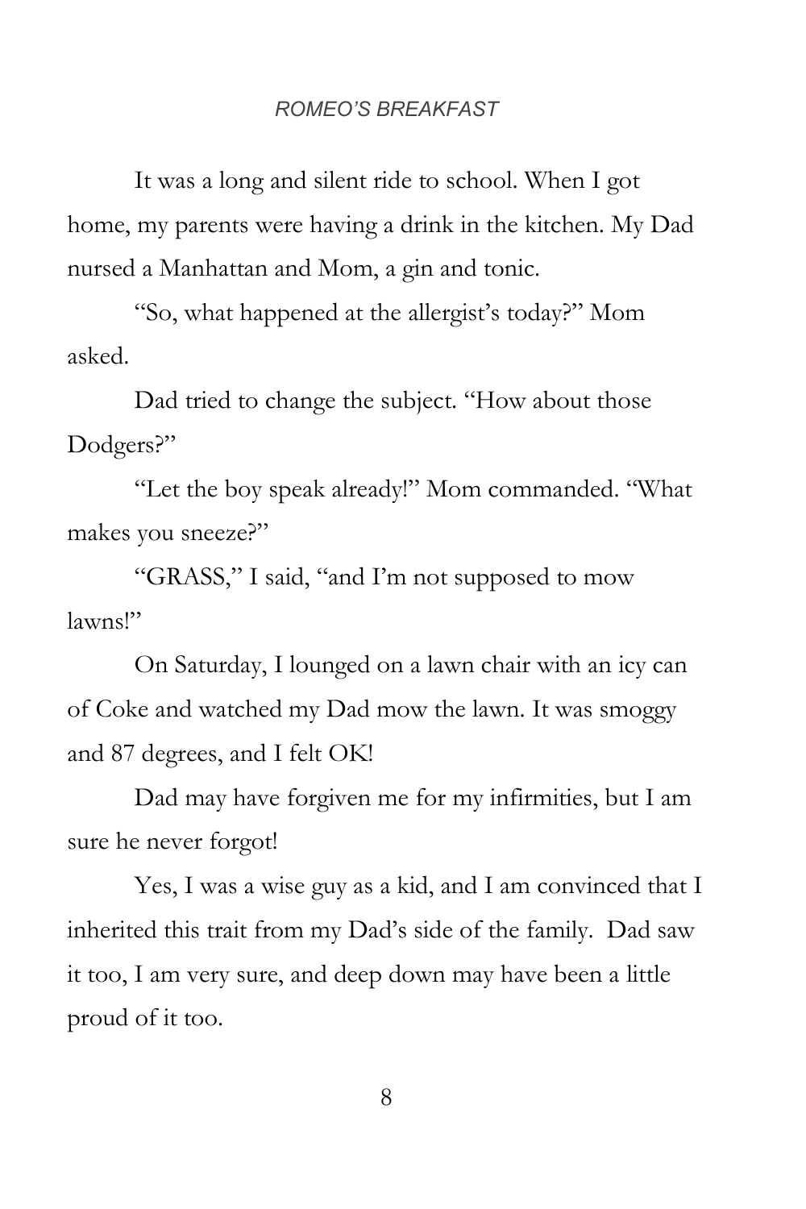It was a long and silent ride to school. When I got home, my parents were having a drink in the kitchen. My Dad nursed a Manhattan and Mom, a gin and tonic.

"So, what happened at the allergist's today?" Mom asked.

Dad tried to change the subject. "How about those Dodgers?"

"Let the boy speak already!" Mom commanded. "What makes you sneeze?"

"GRASS," I said, "and I'm not supposed to mow lawns!"

On Saturday, I lounged on a lawn chair with an icy can of Coke and watched my Dad mow the lawn. It was smoggy and 87 degrees, and I felt OK!

Dad may have forgiven me for my infirmities, but I am sure he never forgot!

Yes, I was a wise guy as a kid, and I am convinced that I inherited this trait from my Dad's side of the family. Dad saw it too, I am very sure, and deep down may have been a little proud of it too.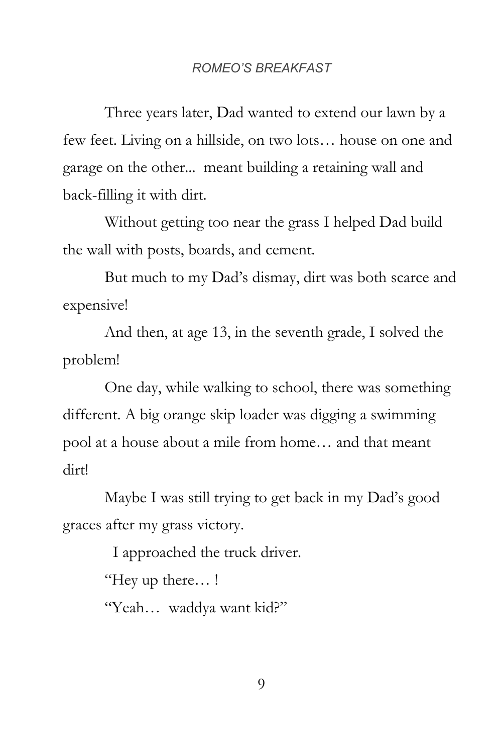Three years later, Dad wanted to extend our lawn by a few feet. Living on a hillside, on two lots… house on one and garage on the other... meant building a retaining wall and back-filling it with dirt.

Without getting too near the grass I helped Dad build the wall with posts, boards, and cement.

But much to my Dad's dismay, dirt was both scarce and expensive!

And then, at age 13, in the seventh grade, I solved the problem!

One day, while walking to school, there was something different. A big orange skip loader was digging a swimming pool at a house about a mile from home… and that meant dirt!

Maybe I was still trying to get back in my Dad's good graces after my grass victory.

I approached the truck driver.

"Hey up there… !

"Yeah… waddya want kid?"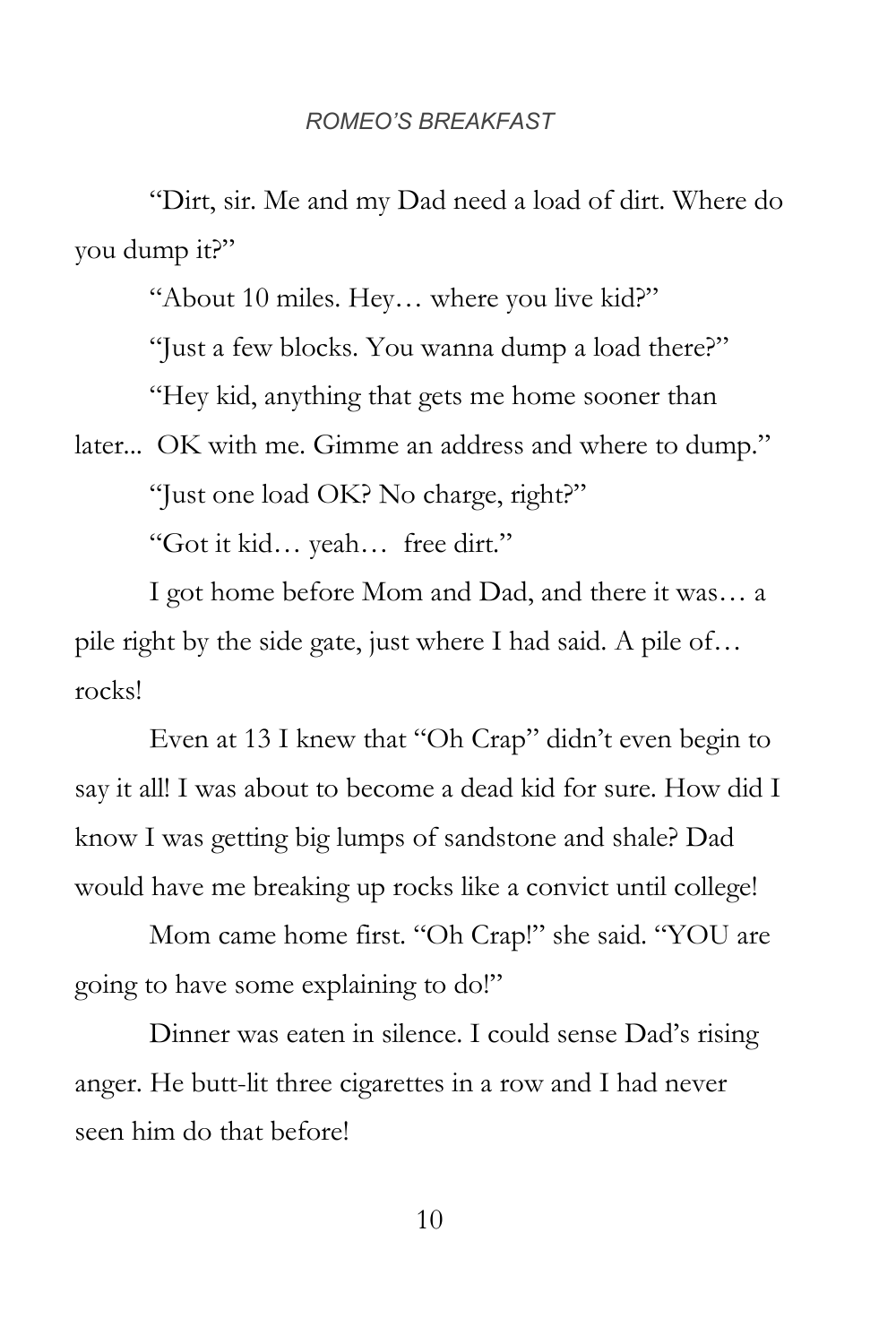"Dirt, sir. Me and my Dad need a load of dirt. Where do you dump it?"

"About 10 miles. Hey… where you live kid?"

"Just a few blocks. You wanna dump a load there?"

"Hey kid, anything that gets me home sooner than later... OK with me. Gimme an address and where to dump."

"Just one load OK? No charge, right?"

"Got it kid… yeah… free dirt."

I got home before Mom and Dad, and there it was… a pile right by the side gate, just where I had said. A pile of… rocks!

Even at 13 I knew that "Oh Crap" didn't even begin to say it all! I was about to become a dead kid for sure. How did I know I was getting big lumps of sandstone and shale? Dad would have me breaking up rocks like a convict until college!

Mom came home first. "Oh Crap!" she said. "YOU are going to have some explaining to do!"

Dinner was eaten in silence. I could sense Dad's rising anger. He butt-lit three cigarettes in a row and I had never seen him do that before!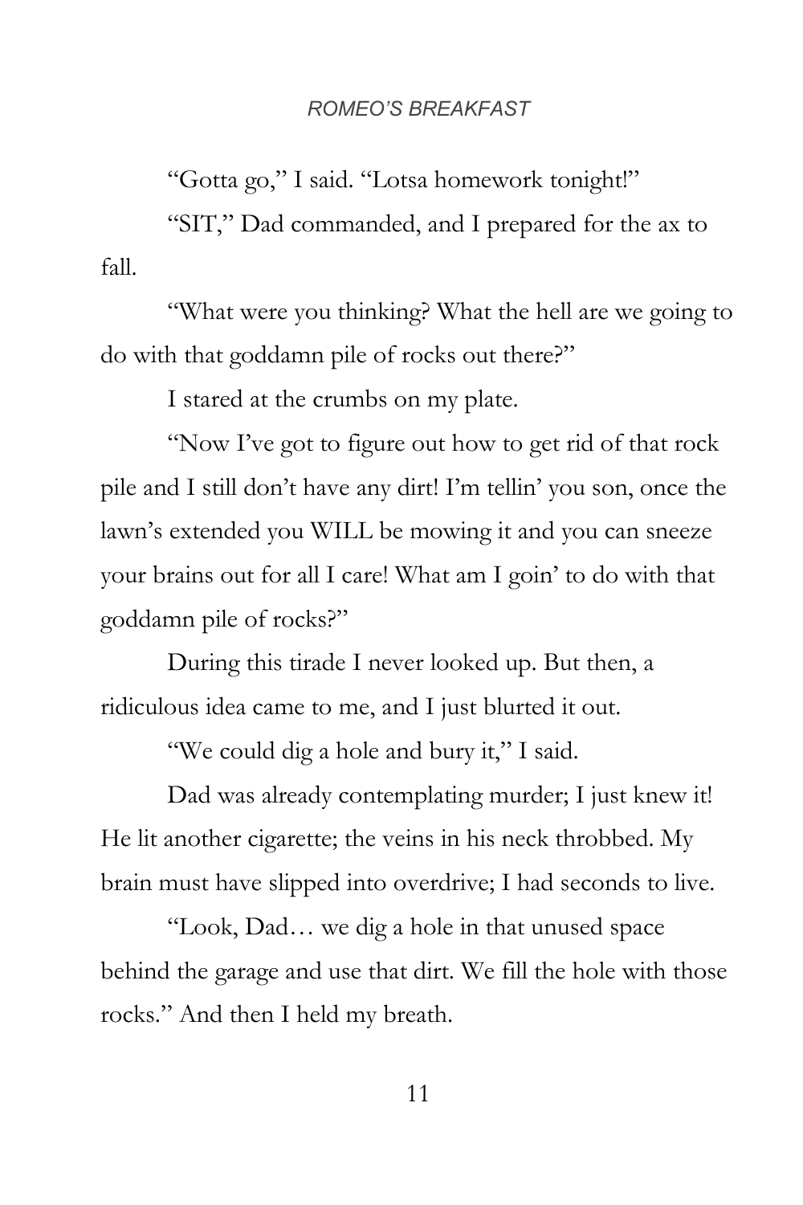"Gotta go," I said. "Lotsa homework tonight!"

"SIT," Dad commanded, and I prepared for the ax to fall.

"What were you thinking? What the hell are we going to do with that goddamn pile of rocks out there?"

I stared at the crumbs on my plate.

"Now I've got to figure out how to get rid of that rock pile and I still don't have any dirt! I'm tellin' you son, once the lawn's extended you WILL be mowing it and you can sneeze your brains out for all I care! What am I goin' to do with that goddamn pile of rocks?"

During this tirade I never looked up. But then, a ridiculous idea came to me, and I just blurted it out.

"We could dig a hole and bury it," I said.

Dad was already contemplating murder; I just knew it! He lit another cigarette; the veins in his neck throbbed. My brain must have slipped into overdrive; I had seconds to live.

"Look, Dad… we dig a hole in that unused space behind the garage and use that dirt. We fill the hole with those rocks." And then I held my breath.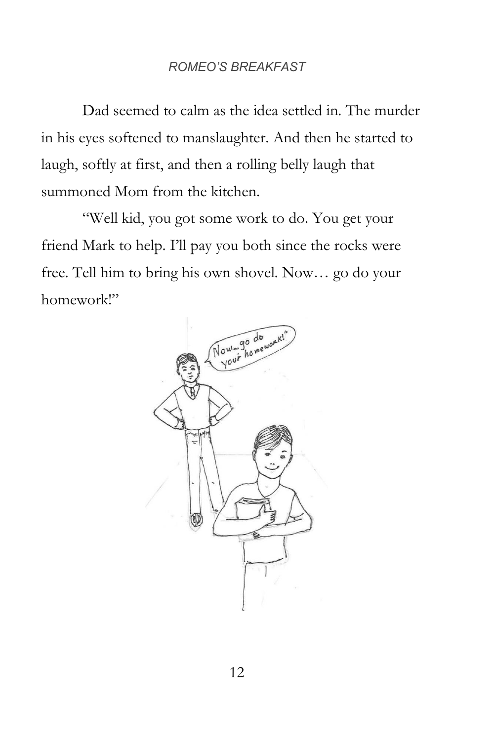Dad seemed to calm as the idea settled in. The murder in his eyes softened to manslaughter. And then he started to laugh, softly at first, and then a rolling belly laugh that summoned Mom from the kitchen.

"Well kid, you got some work to do. You get your friend Mark to help. I'll pay you both since the rocks were free. Tell him to bring his own shovel. Now… go do your homework!"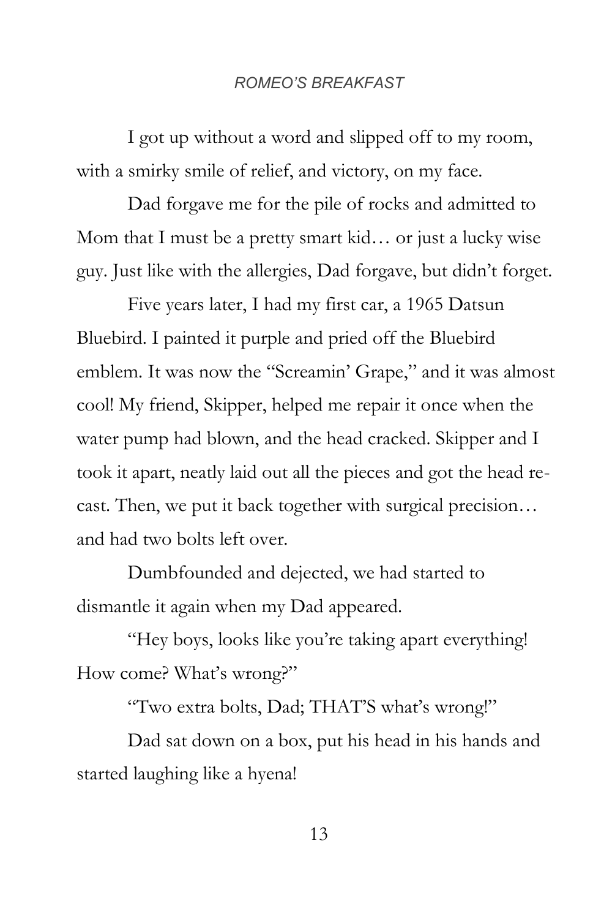I got up without a word and slipped off to my room, with a smirky smile of relief, and victory, on my face.

Dad forgave me for the pile of rocks and admitted to Mom that I must be a pretty smart kid… or just a lucky wise guy. Just like with the allergies, Dad forgave, but didn't forget.

Five years later, I had my first car, a 1965 Datsun Bluebird. I painted it purple and pried off the Bluebird emblem. It was now the "Screamin' Grape," and it was almost cool! My friend, Skipper, helped me repair it once when the water pump had blown, and the head cracked. Skipper and I took it apart, neatly laid out all the pieces and got the head re-cast. Then, we put it back together with surgical precision… and had two bolts left over.

Dumbfounded and dejected, we had started to dismantle it again when my Dad appeared.

"Hey boys, looks like you're taking apart everything! How come? What's wrong?"

"Two extra bolts, Dad; THAT'S what's wrong!"

Dad sat down on a box, put his head in his hands and started laughing like a hyena!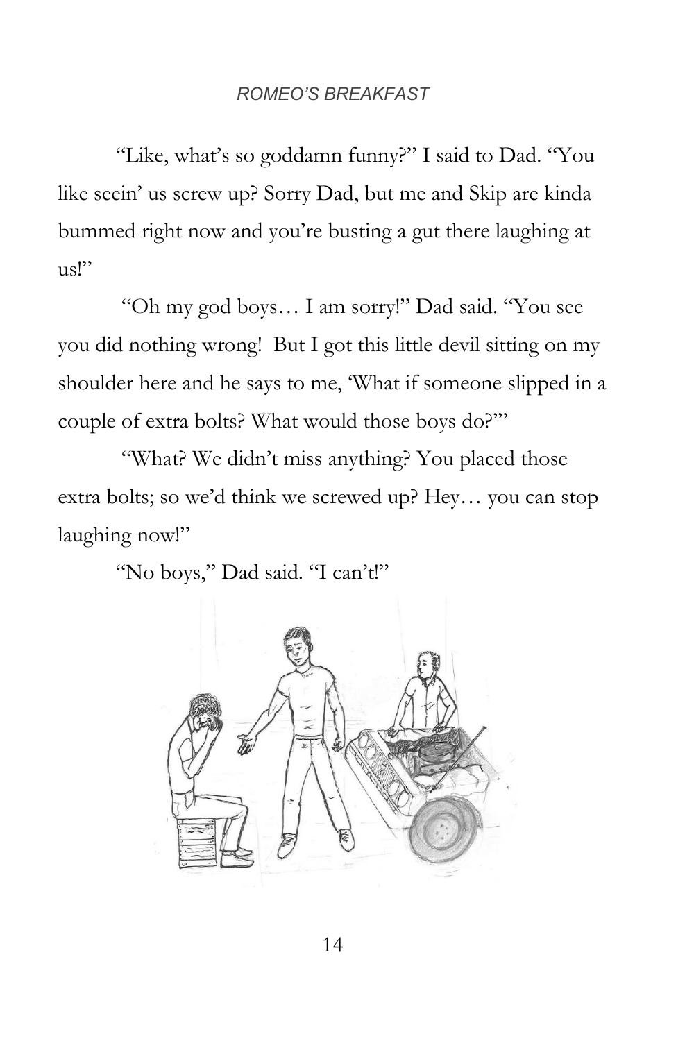"Like, what's so goddamn funny?" I said to Dad. "You like seein' us screw up? Sorry Dad, but me and Skip are kinda bummed right now and you're busting a gut there laughing at us!"

"Oh my god boys… I am sorry!" Dad said. "You see you did nothing wrong! But I got this little devil sitting on my shoulder here and he says to me, 'What if someone slipped in a couple of extra bolts? What would those boys do?'"

"What? We didn't miss anything? You placed those extra bolts; so we'd think we screwed up? Hey… you can stop laughing now!"

"No boys," Dad said. "I can't!"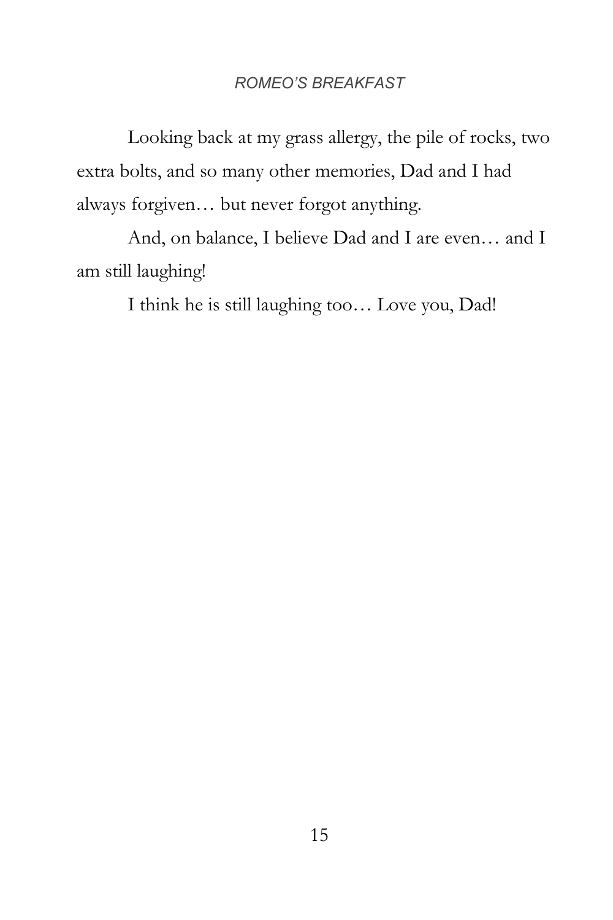Looking back at my grass allergy, the pile of rocks, two extra bolts, and so many other memories, Dad and I had always forgiven… but never forgot anything.

And, on balance, I believe Dad and I are even… and I am still laughing!

I think he is still laughing too… Love you, Dad!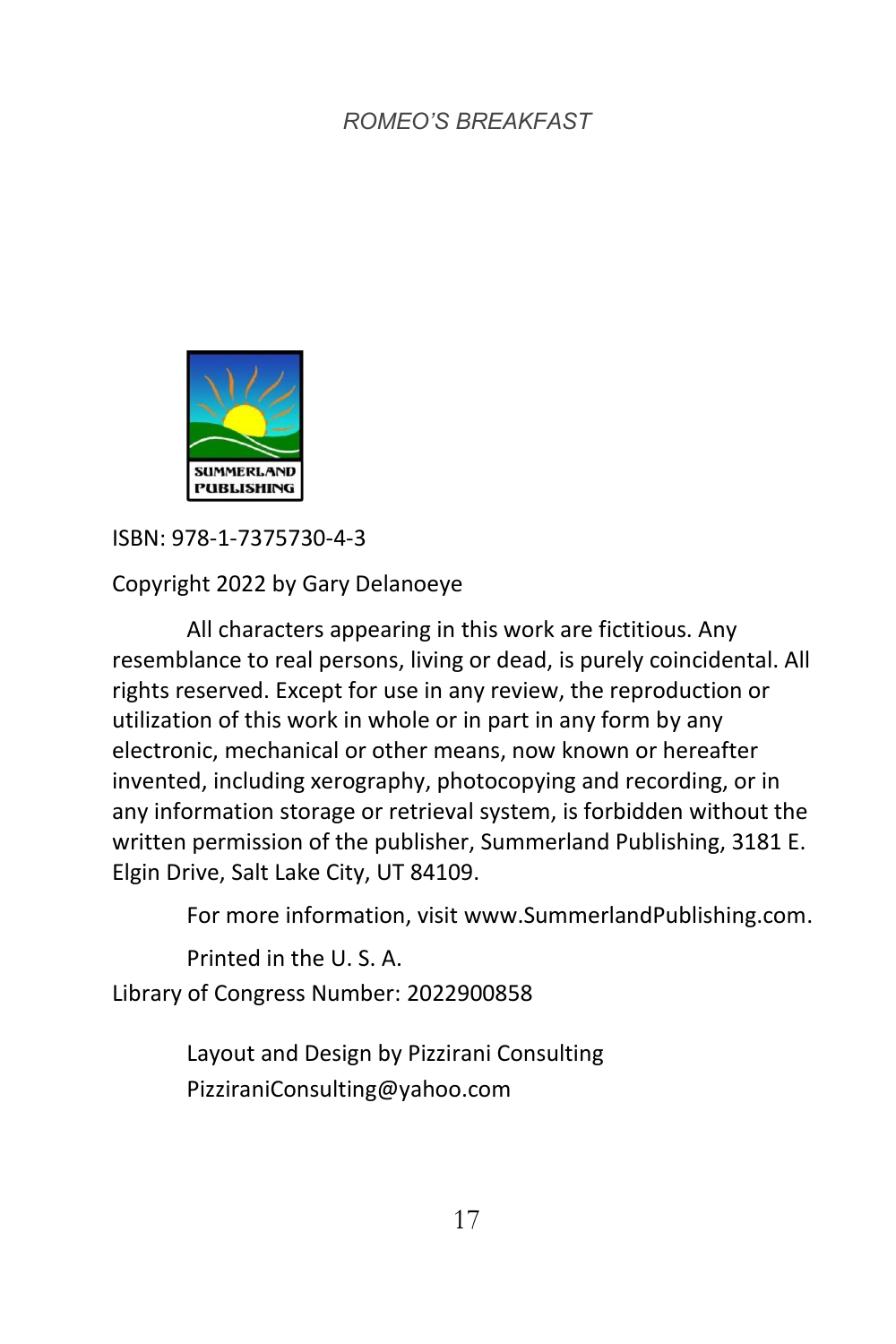ISBN: 978-1-7375730-4-3

Copyright 2022 by Gary Delanoeye

All characters appearing in this work are fictitious. Any resemblance to real persons, living or dead, is purely coincidental. All rights reserved. Except for use in any review, the reproduction or utilization of this work in whole or in part in any form by any electronic, mechanical or other means, now known or hereafter invented, including xerography, photocopying and recording, or in any information storage or retrieval system, is forbidden without the written permission of the publisher, Summerland Publishing, 3181 E. Elgin Drive, Salt Lake City, UT 84109.

For more information, visit www.SummerlandPublishing.com.

Printed in the U. S. A.

Library of Congress Number: 2022900858

Layout and Design by Pizzirani Consulting
PizziraniConsulting@yahoo.com